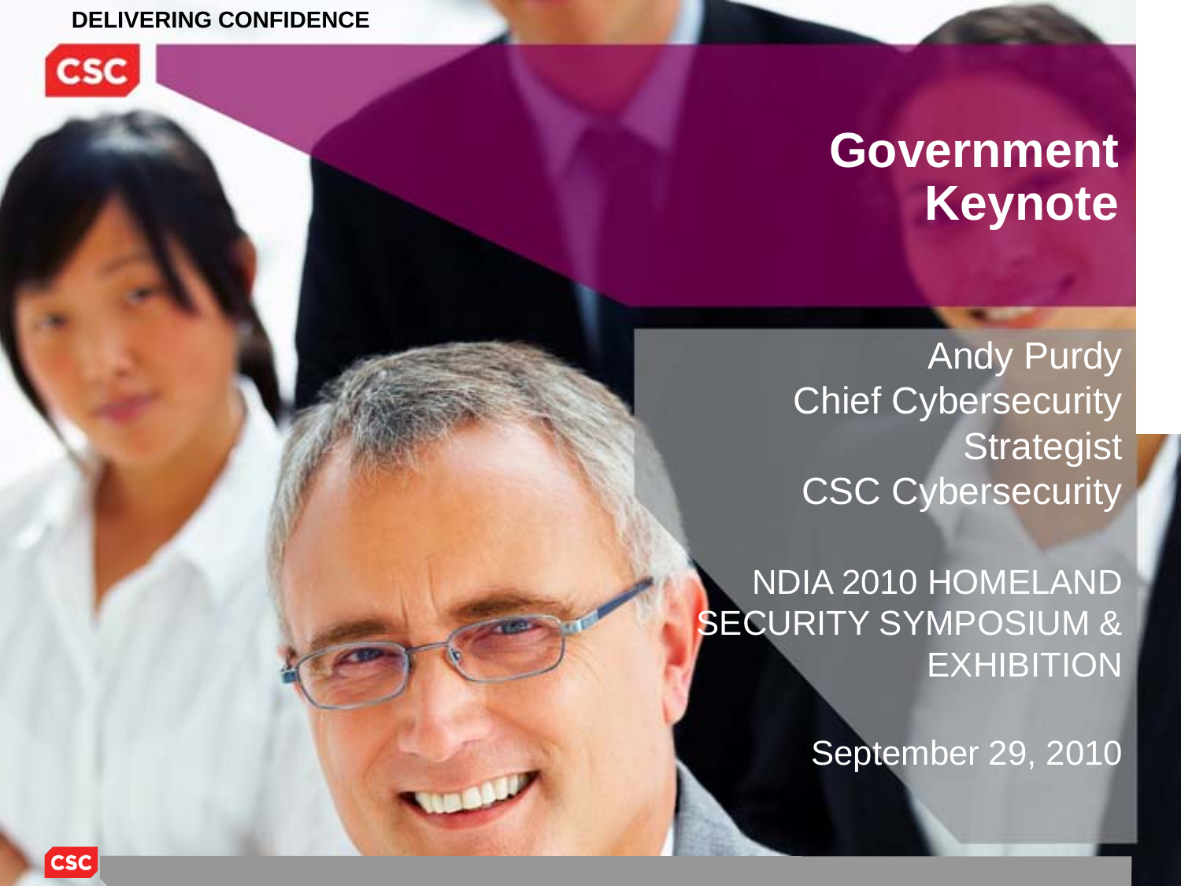DELIVERING CONFIDENCE

# Government Keynote

Andy Purdy
Chief Cybersecurity Strategist
CSC Cybersecurity

NDIA 2010 HOMELAND SECURITY SYMPOSIUM & EXHIBITION

September 29, 2010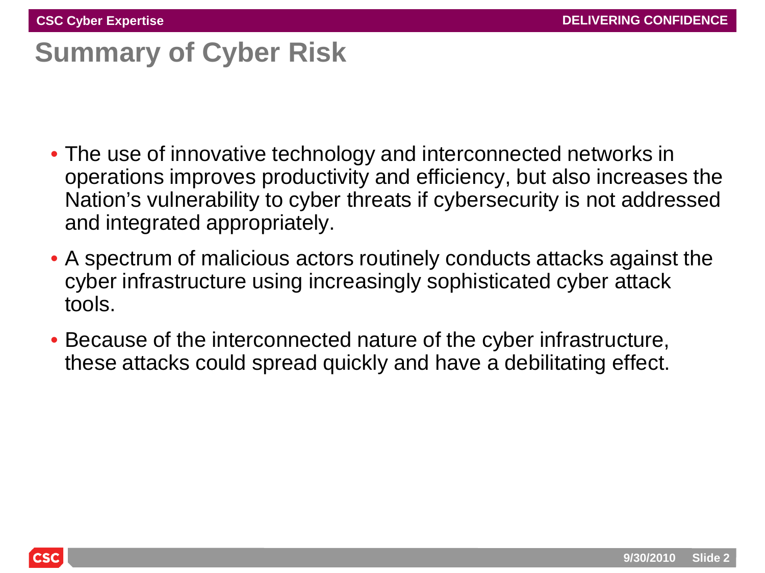# Summary of Cyber Risk

- The use of innovative technology and interconnected networks in operations improves productivity and efficiency, but also increases the Nation's vulnerability to cyber threats if cybersecurity is not addressed and integrated appropriately.
- A spectrum of malicious actors routinely conducts attacks against the cyber infrastructure using increasingly sophisticated cyber attack tools.
- Because of the interconnected nature of the cyber infrastructure, these attacks could spread quickly and have a debilitating effect.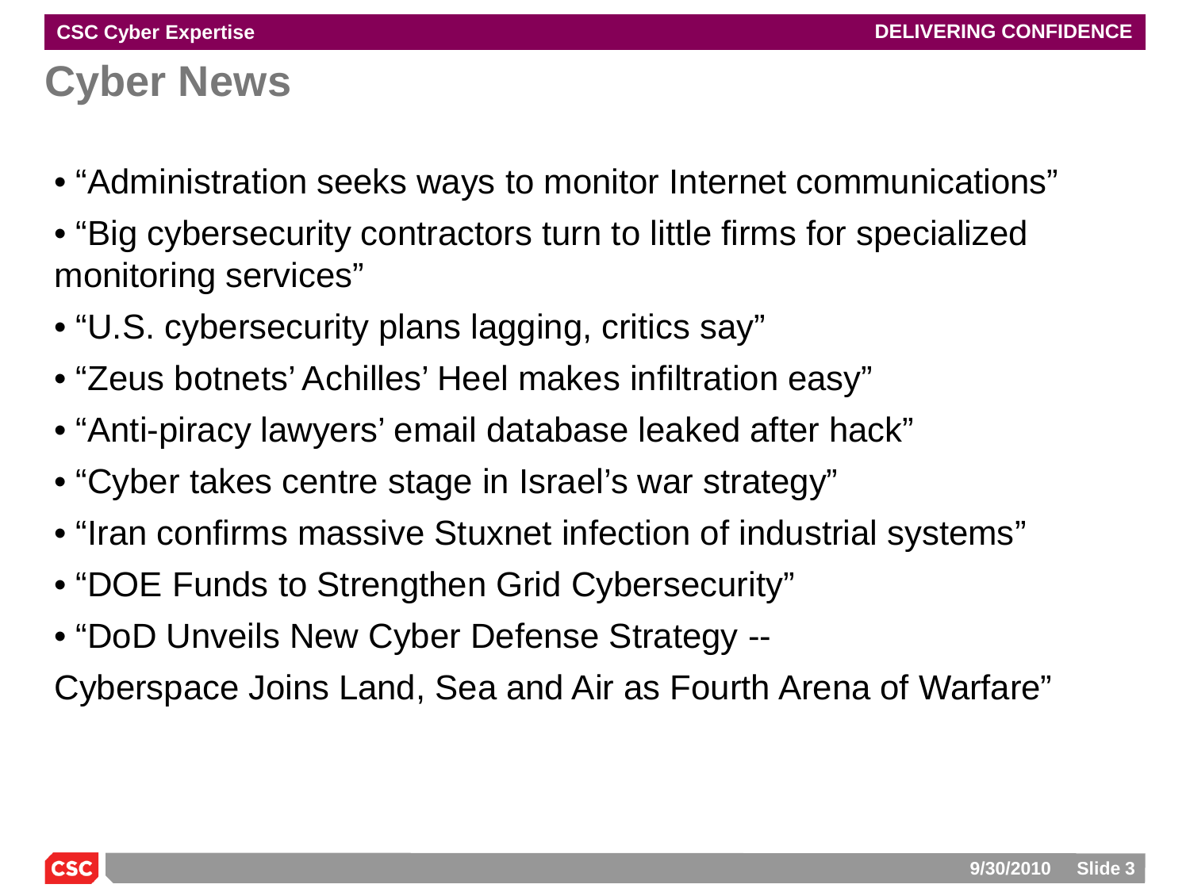# Cyber News

- "Administration seeks ways to monitor Internet communications"
- "Big cybersecurity contractors turn to little firms for specialized monitoring services"
- "U.S. cybersecurity plans lagging, critics say"
- "Zeus botnets' Achilles' Heel makes infiltration easy"
- "Anti-piracy lawyers' email database leaked after hack"
- "Cyber takes centre stage in Israel's war strategy"
- "Iran confirms massive Stuxnet infection of industrial systems"
- "DOE Funds to Strengthen Grid Cybersecurity"
- "DoD Unveils New Cyber Defense Strategy -- Cyberspace Joins Land, Sea and Air as Fourth Arena of Warfare"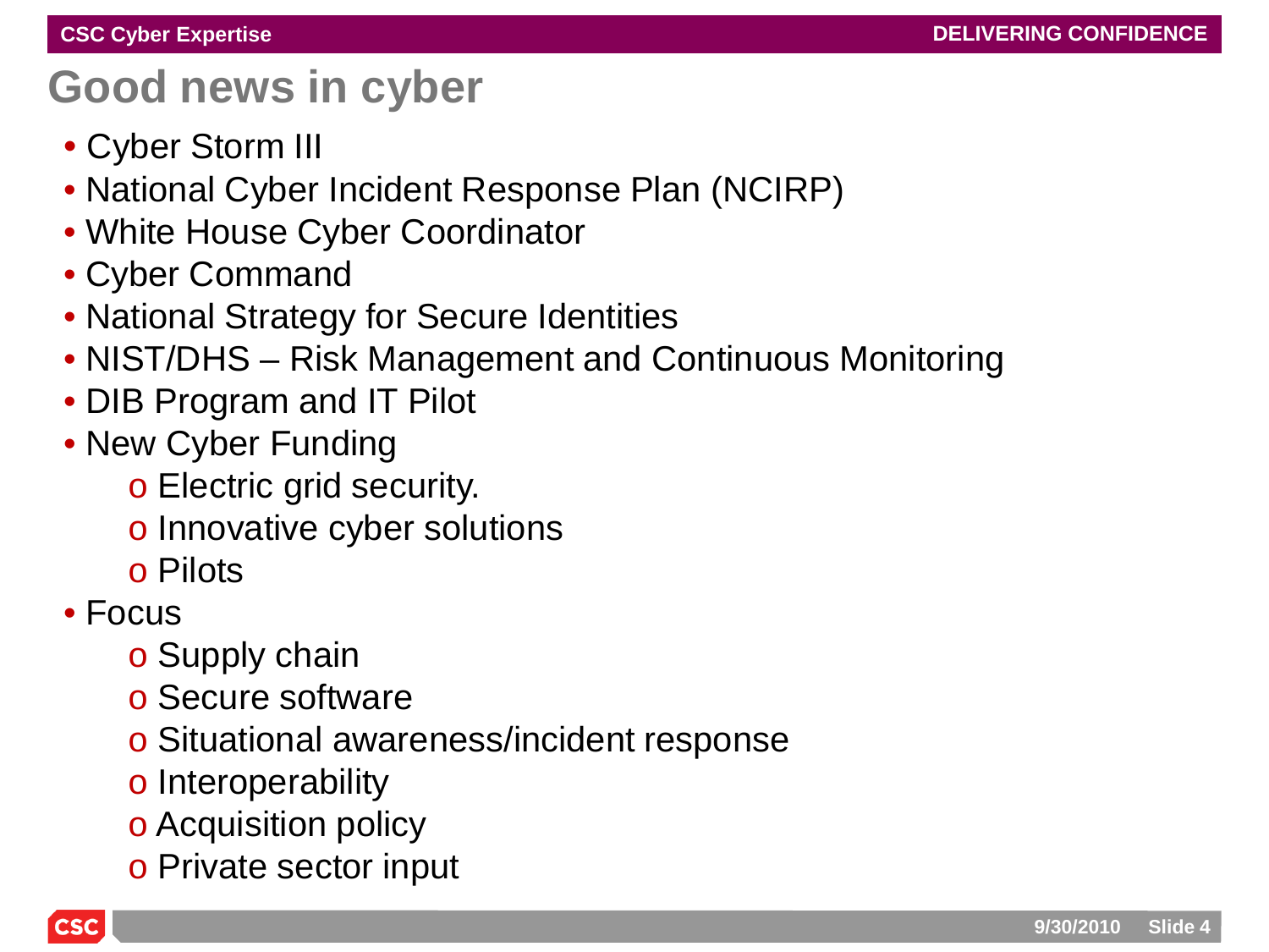# Good news in cyber

- Cyber Storm III
- National Cyber Incident Response Plan (NCIRP)
- White House Cyber Coordinator
- Cyber Command
- National Strategy for Secure Identities
- NIST/DHS – Risk Management and Continuous Monitoring
- DIB Program and IT Pilot
- New Cyber Funding
  - Electric grid security.
  - Innovative cyber solutions
  - Pilots
- Focus
  - Supply chain
  - Secure software
  - Situational awareness/incident response
  - Interoperability
  - Acquisition policy
  - Private sector input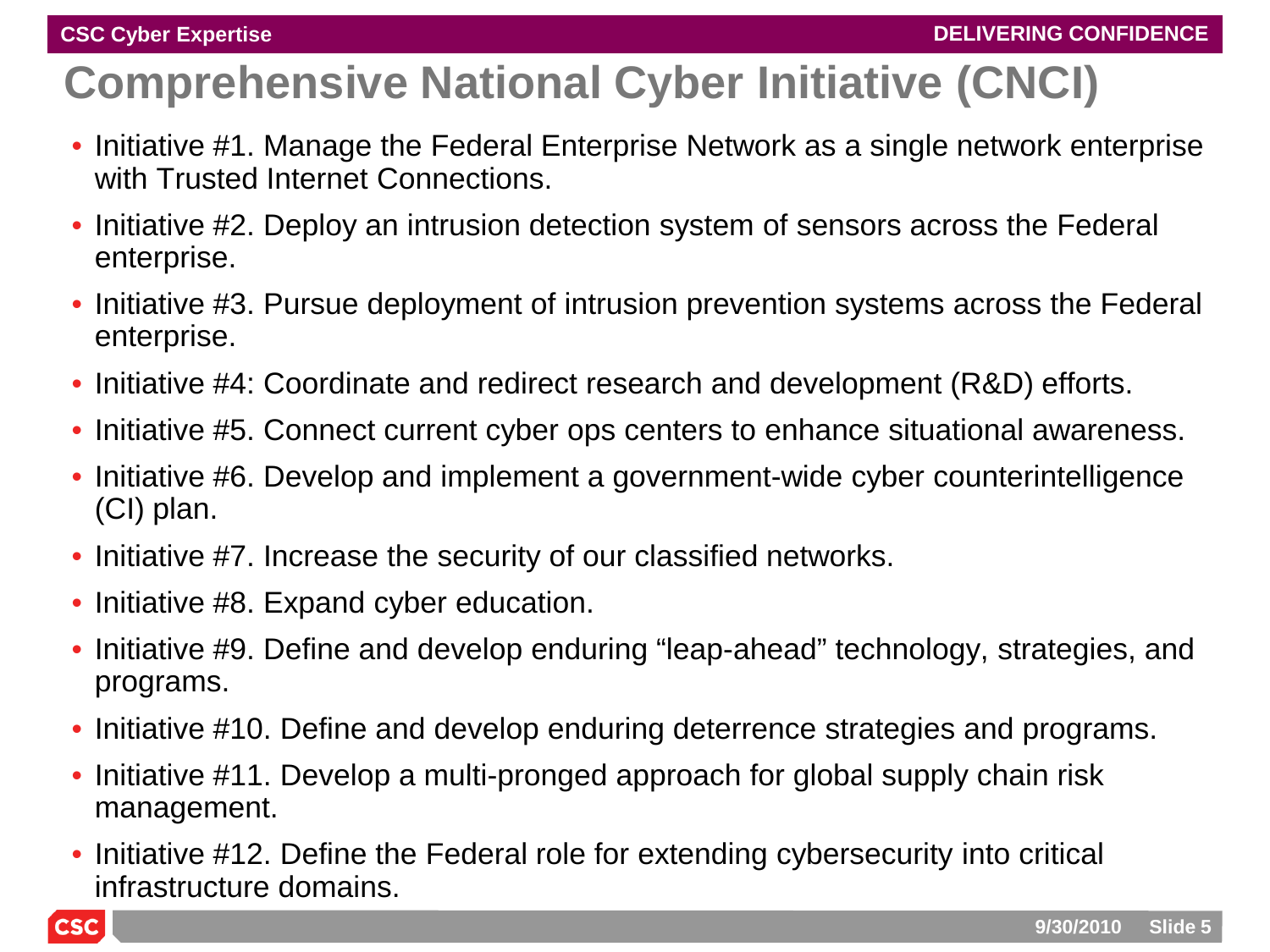# Comprehensive National Cyber Initiative (CNCI)

- Initiative #1. Manage the Federal Enterprise Network as a single network enterprise with Trusted Internet Connections.
- Initiative #2. Deploy an intrusion detection system of sensors across the Federal enterprise.
- Initiative #3. Pursue deployment of intrusion prevention systems across the Federal enterprise.
- Initiative #4: Coordinate and redirect research and development (R&D) efforts.
- Initiative #5. Connect current cyber ops centers to enhance situational awareness.
- Initiative #6. Develop and implement a government-wide cyber counterintelligence (CI) plan.
- Initiative #7. Increase the security of our classified networks.
- Initiative #8. Expand cyber education.
- Initiative #9. Define and develop enduring "leap-ahead" technology, strategies, and programs.
- Initiative #10. Define and develop enduring deterrence strategies and programs.
- Initiative #11. Develop a multi-pronged approach for global supply chain risk management.
- Initiative #12. Define the Federal role for extending cybersecurity into critical infrastructure domains.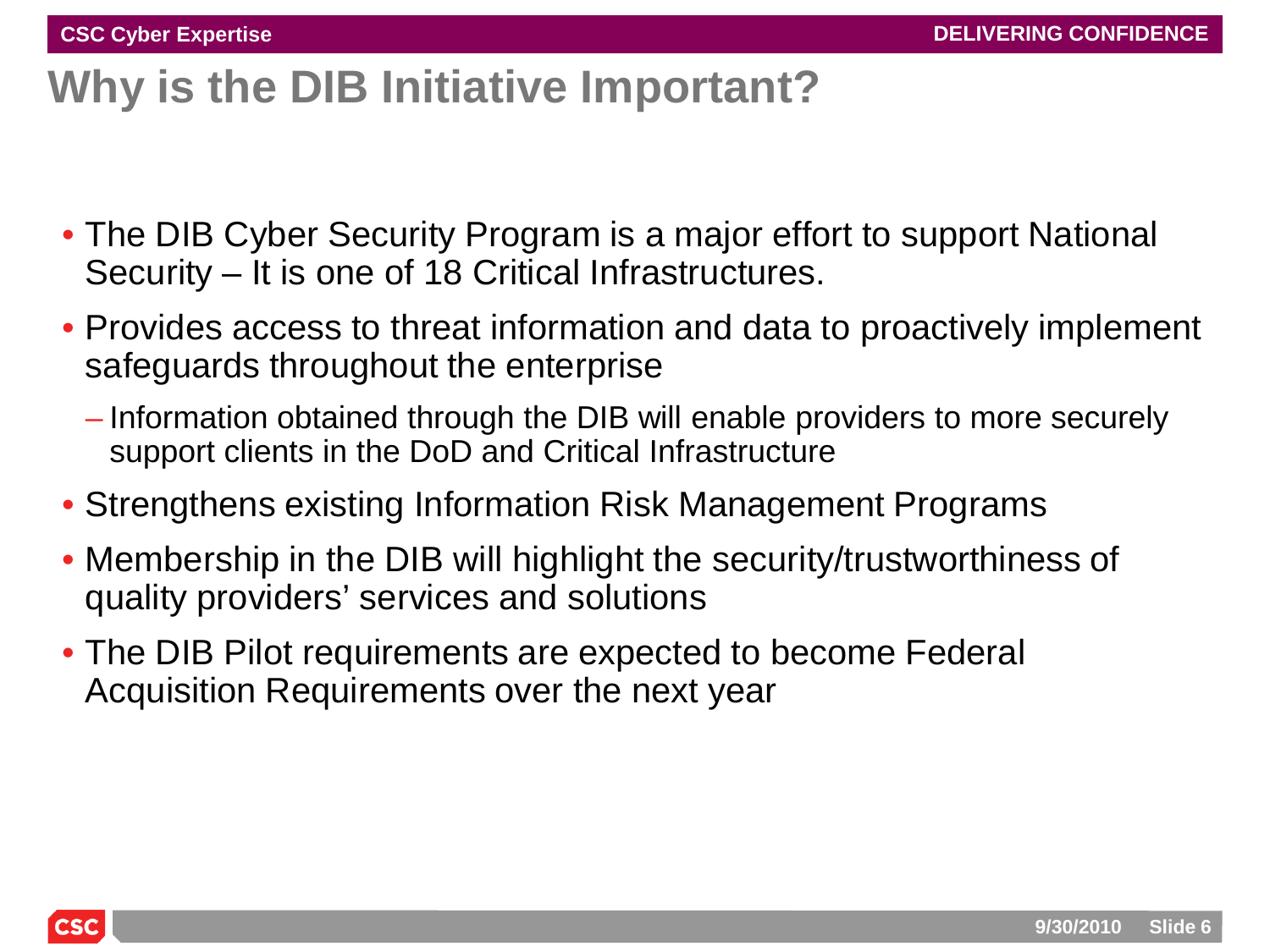# Why is the DIB Initiative Important?

- The DIB Cyber Security Program is a major effort to support National Security – It is one of 18 Critical Infrastructures.
- Provides access to threat information and data to proactively implement safeguards throughout the enterprise
  - Information obtained through the DIB will enable providers to more securely support clients in the DoD and Critical Infrastructure
- Strengthens existing Information Risk Management Programs
- Membership in the DIB will highlight the security/trustworthiness of quality providers' services and solutions
- The DIB Pilot requirements are expected to become Federal Acquisition Requirements over the next year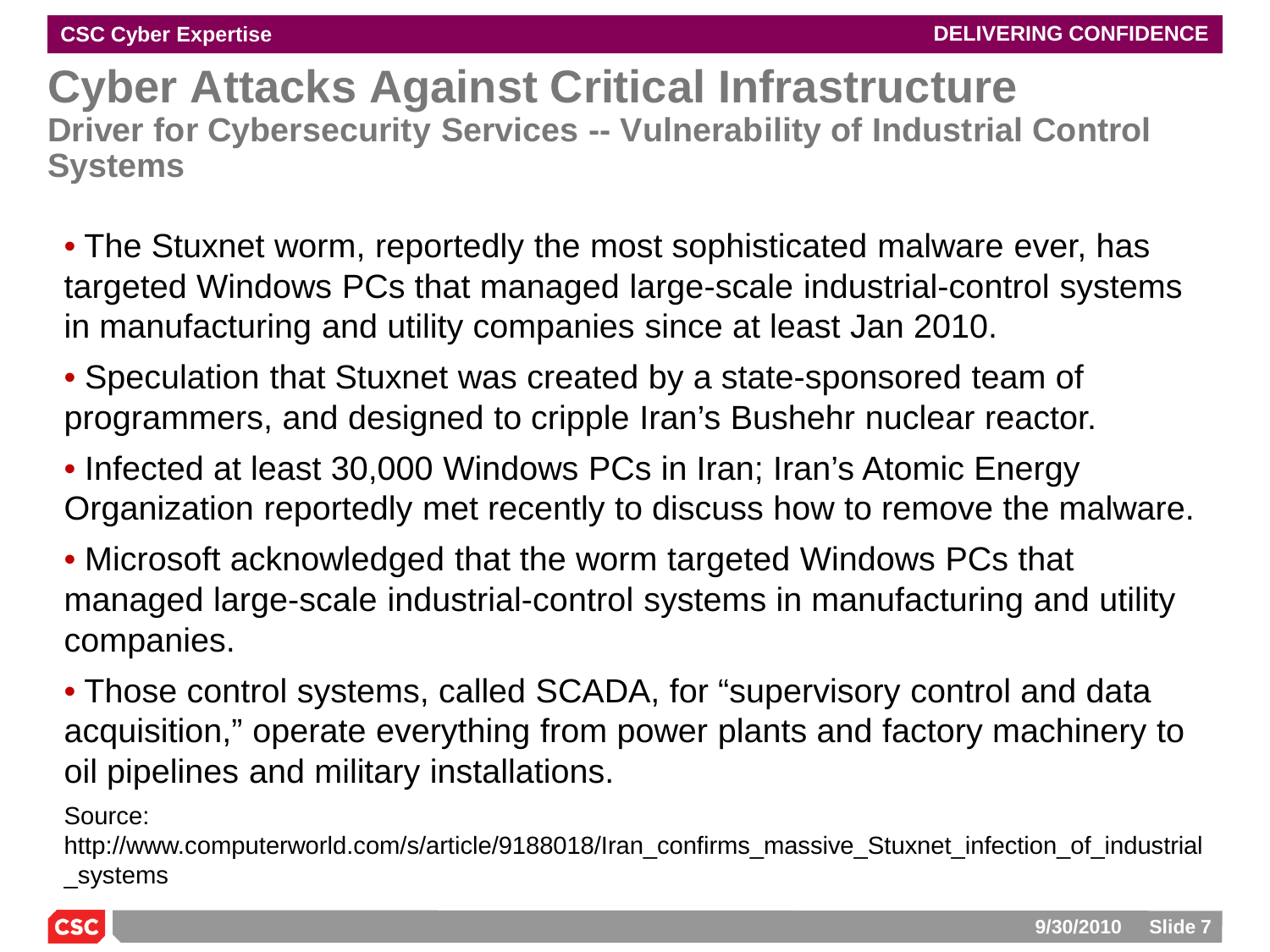# Cyber Attacks Against Critical Infrastructure

## Driver for Cybersecurity Services -- Vulnerability of Industrial Control Systems

- The Stuxnet worm, reportedly the most sophisticated malware ever, has targeted Windows PCs that managed large-scale industrial-control systems in manufacturing and utility companies since at least Jan 2010.
- Speculation that Stuxnet was created by a state-sponsored team of programmers, and designed to cripple Iran's Bushehr nuclear reactor.
- Infected at least 30,000 Windows PCs in Iran; Iran's Atomic Energy Organization reportedly met recently to discuss how to remove the malware.
- Microsoft acknowledged that the worm targeted Windows PCs that managed large-scale industrial-control systems in manufacturing and utility companies.
- Those control systems, called SCADA, for "supervisory control and data acquisition," operate everything from power plants and factory machinery to oil pipelines and military installations.

Source: http://www.computerworld.com/s/article/9188018/Iran_confirms_massive_Stuxnet_infection_of_industrial_systems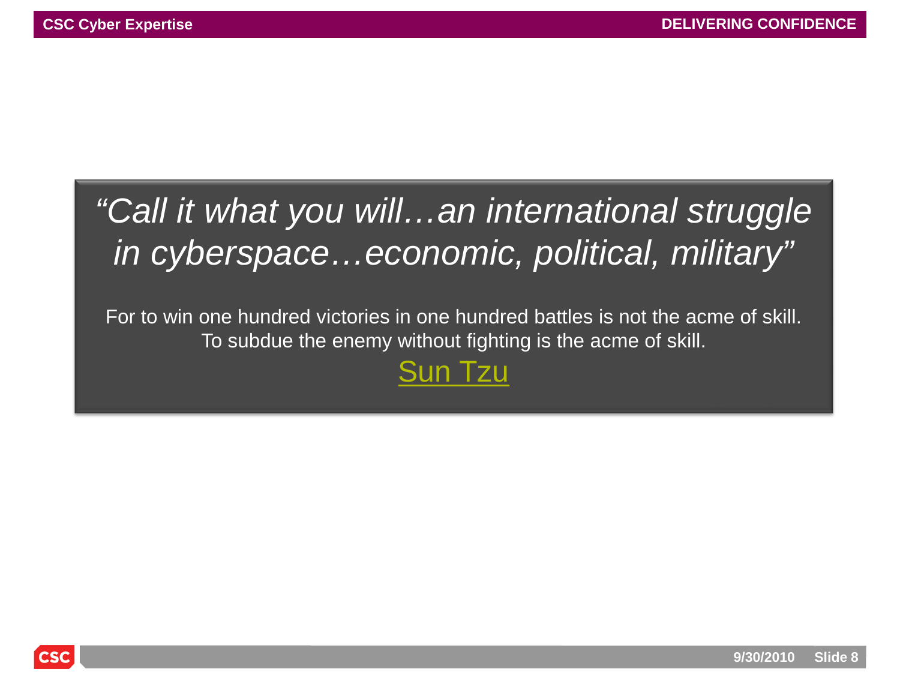*"Call it what you will…an international struggle in cyberspace…economic, political, military"*

For to win one hundred victories in one hundred battles is not the acme of skill. To subdue the enemy without fighting is the acme of skill.

Sun Tzu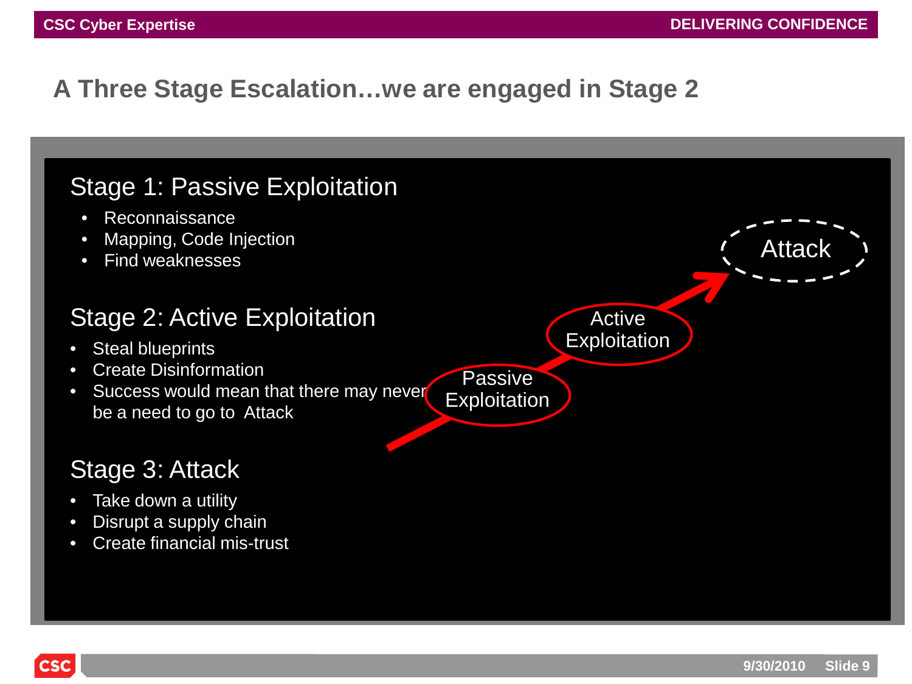# A Three Stage Escalation…we are engaged in Stage 2

## Stage 1: Passive Exploitation

- Reconnaissance
- Mapping, Code Injection
- Find weaknesses

## Stage 2: Active Exploitation

- Steal blueprints
- Create Disinformation
- Success would mean that there may never be a need to go to Attack

## Stage 3: Attack

- Take down a utility
- Disrupt a supply chain
- Create financial mis-trust

Passive Exploitation → Active Exploitation → Attack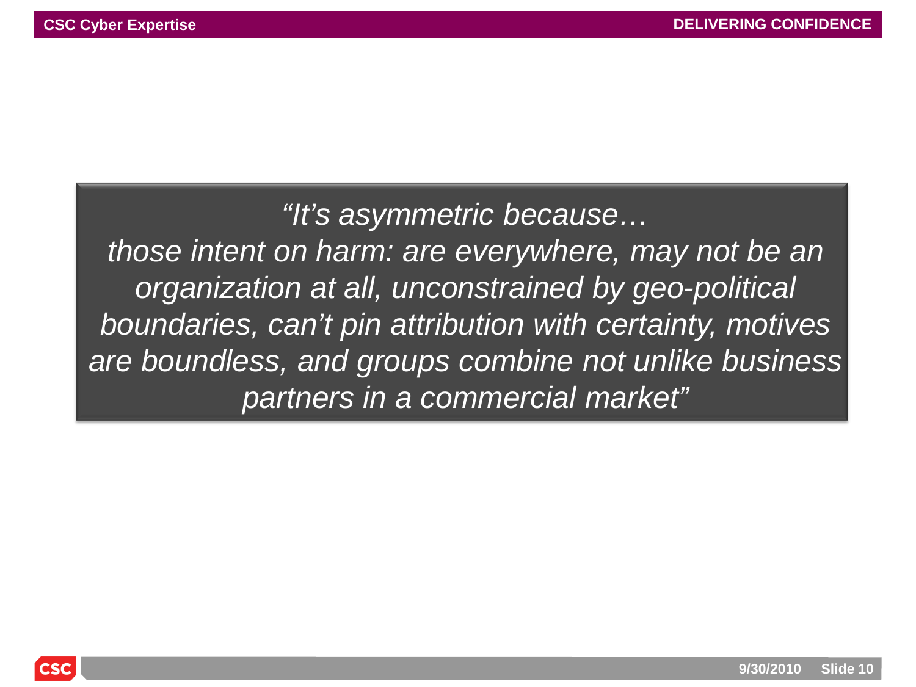*"It's asymmetric because…
those intent on harm: are everywhere, may not be an organization at all, unconstrained by geo-political boundaries, can't pin attribution with certainty, motives are boundless, and groups combine not unlike business partners in a commercial market"*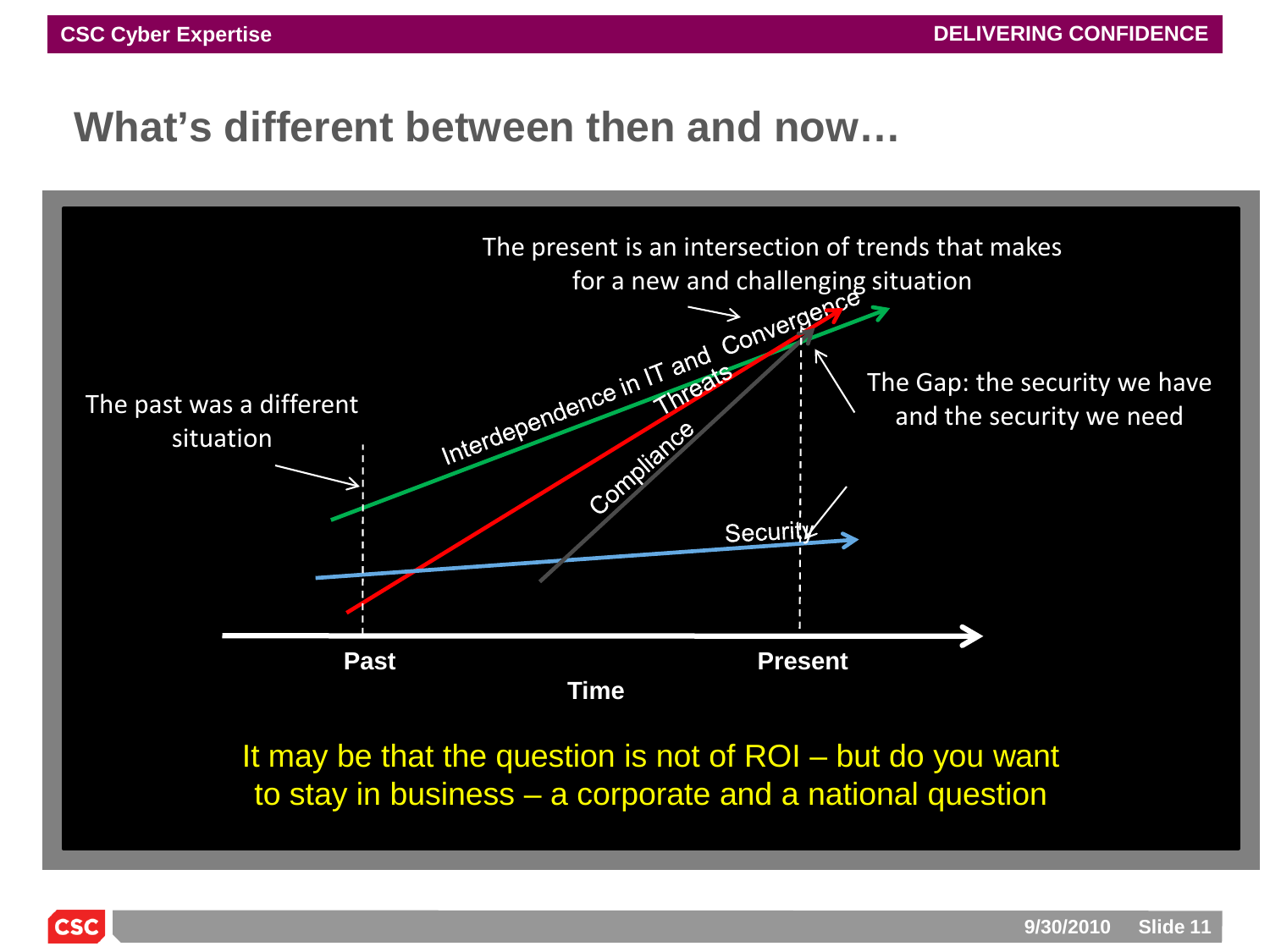# What's different between then and now…

The present is an intersection of trends that makes for a new and challenging situation

The past was a different situation

The Gap: the security we have and the security we need

Interdependence in IT and Convergence

Threats

Compliance

Security

Past

Present

Time

It may be that the question is not of ROI – but do you want to stay in business – a corporate and a national question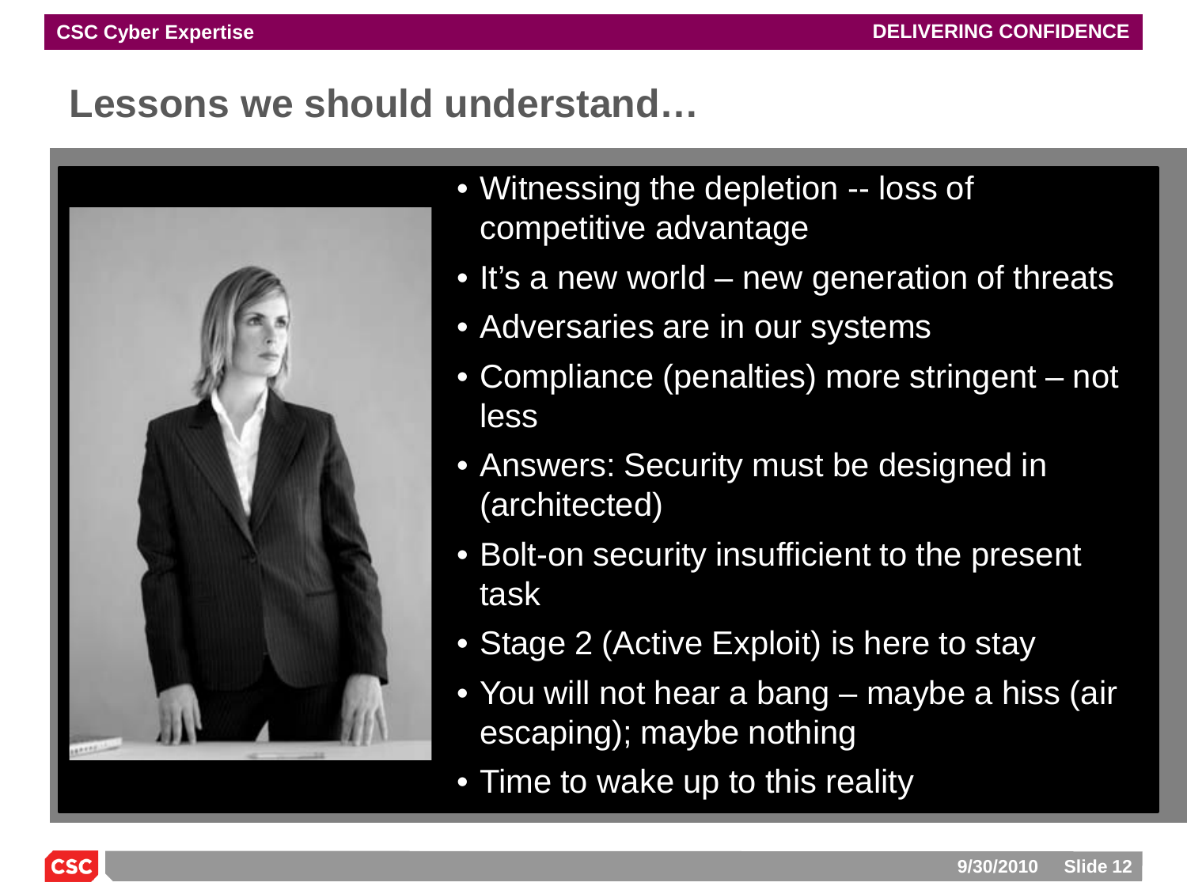# Lessons we should understand…

- Witnessing the depletion -- loss of competitive advantage
- It's a new world – new generation of threats
- Adversaries are in our systems
- Compliance (penalties) more stringent – not less
- Answers: Security must be designed in (architected)
- Bolt-on security insufficient to the present task
- Stage 2 (Active Exploit) is here to stay
- You will not hear a bang – maybe a hiss (air escaping); maybe nothing
- Time to wake up to this reality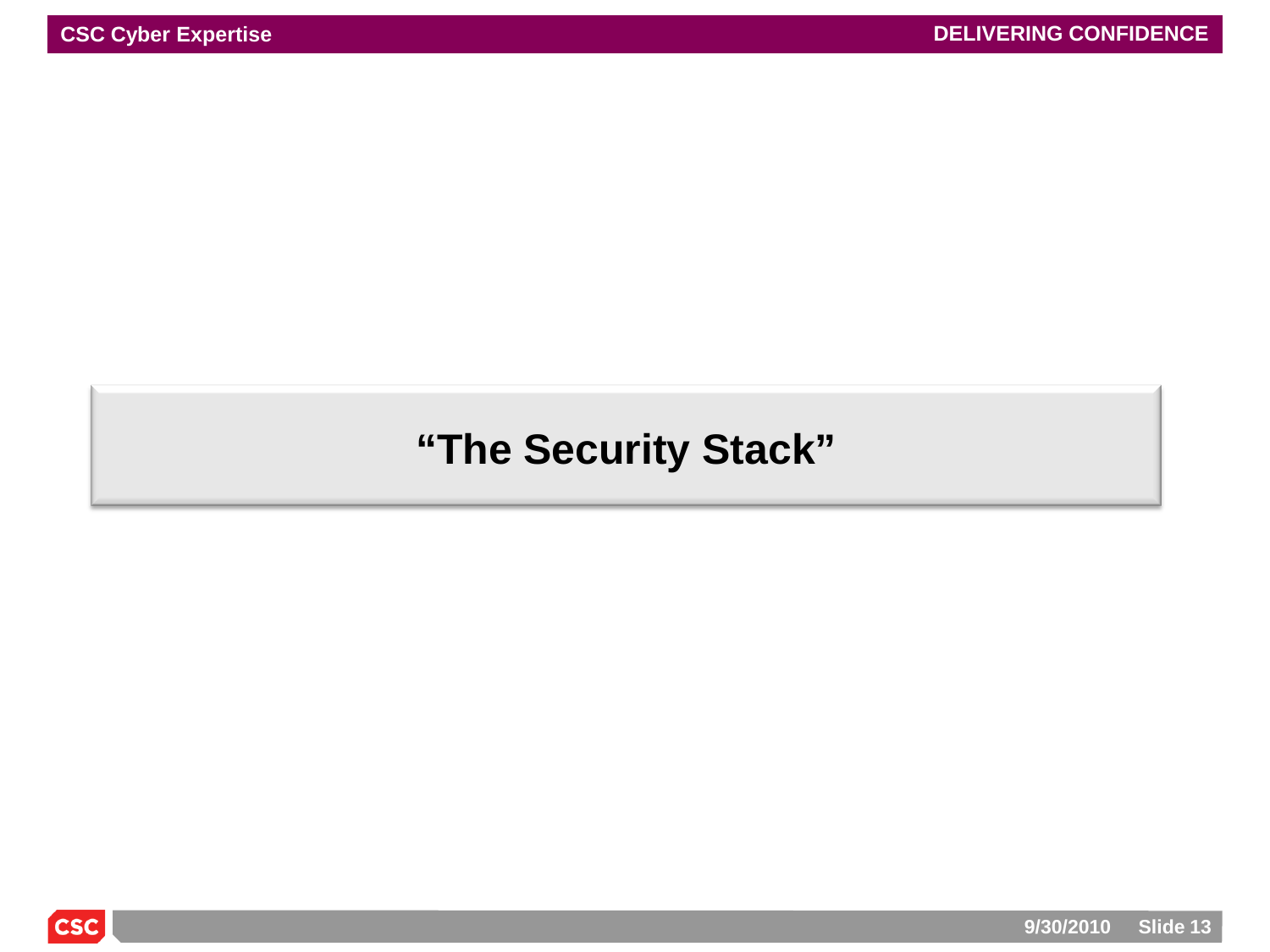# “The Security Stack”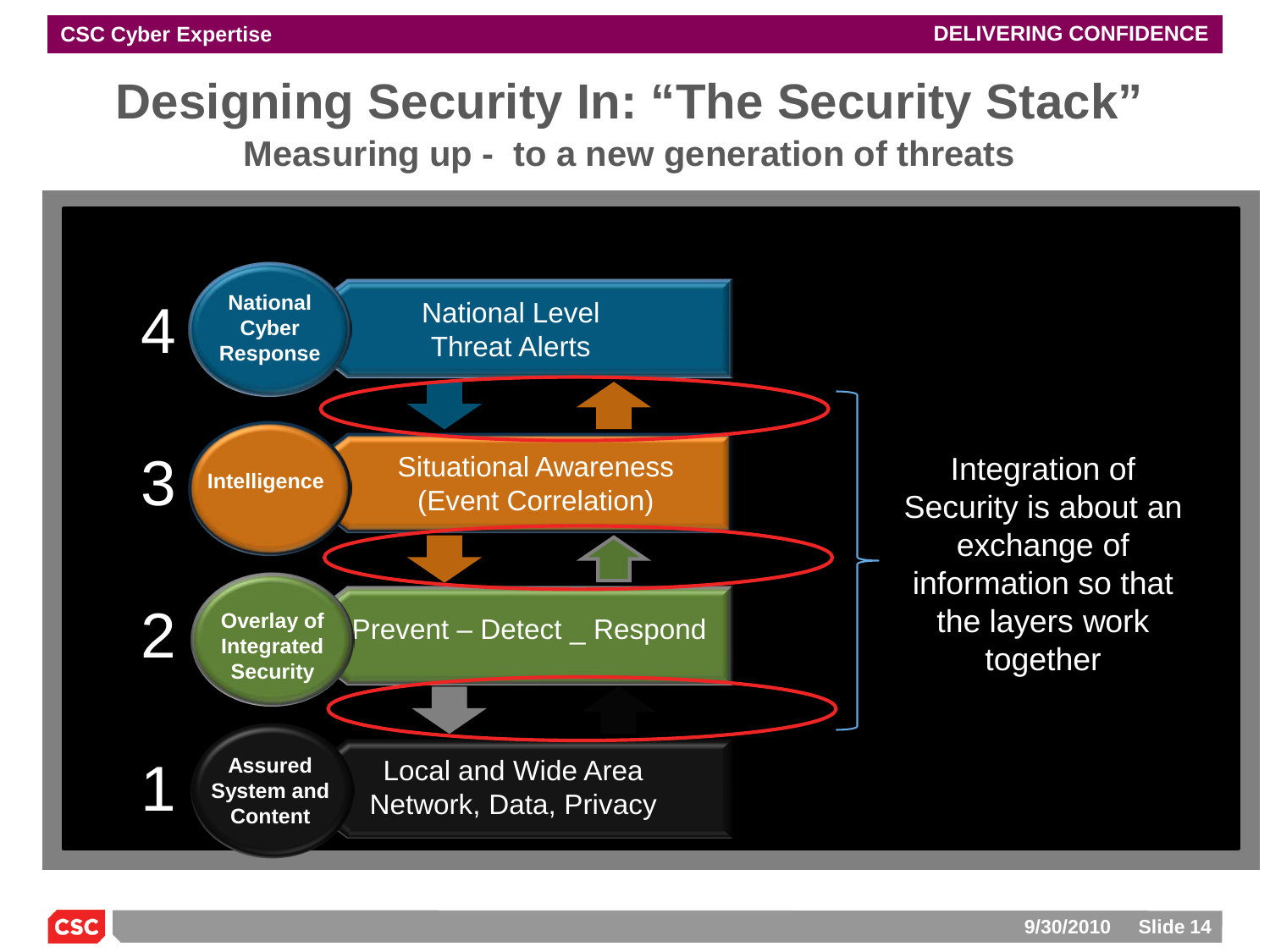# Designing Security In: “The Security Stack”

## Measuring up - to a new generation of threats

4 — **National Cyber Response** — National Level Threat Alerts

3 — **Intelligence** — Situational Awareness (Event Correlation)

2 — **Overlay of Integrated Security** — Prevent – Detect _ Respond

1 — **Assured System and Content** — Local and Wide Area Network, Data, Privacy

Integration of Security is about an exchange of information so that the layers work together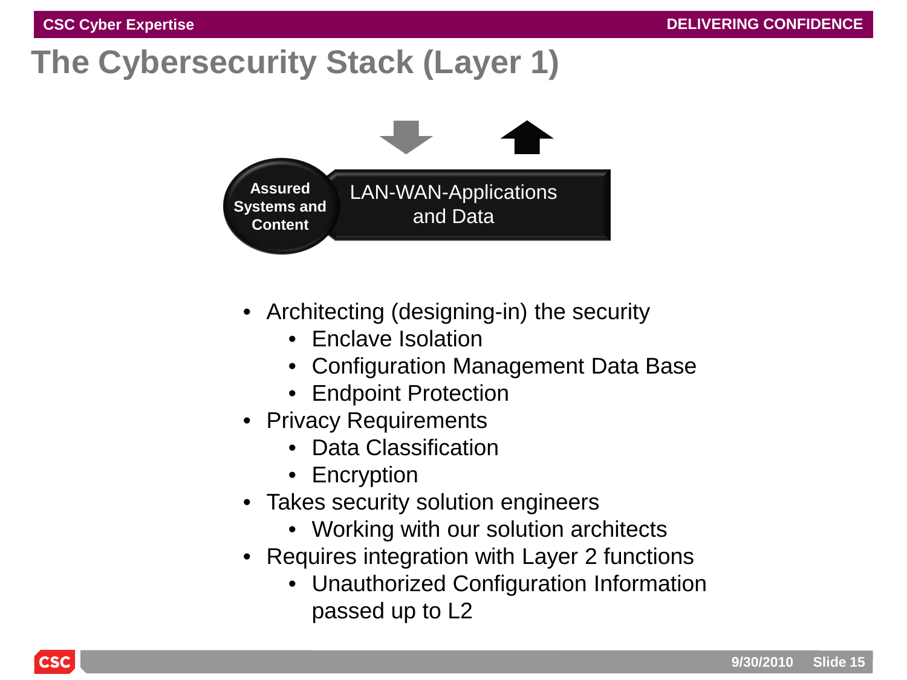# The Cybersecurity Stack (Layer 1)

Assured Systems and Content

LAN-WAN-Applications and Data

- Architecting (designing-in) the security
  - Enclave Isolation
  - Configuration Management Data Base
  - Endpoint Protection
- Privacy Requirements
  - Data Classification
  - Encryption
- Takes security solution engineers
  - Working with our solution architects
- Requires integration with Layer 2 functions
  - Unauthorized Configuration Information passed up to L2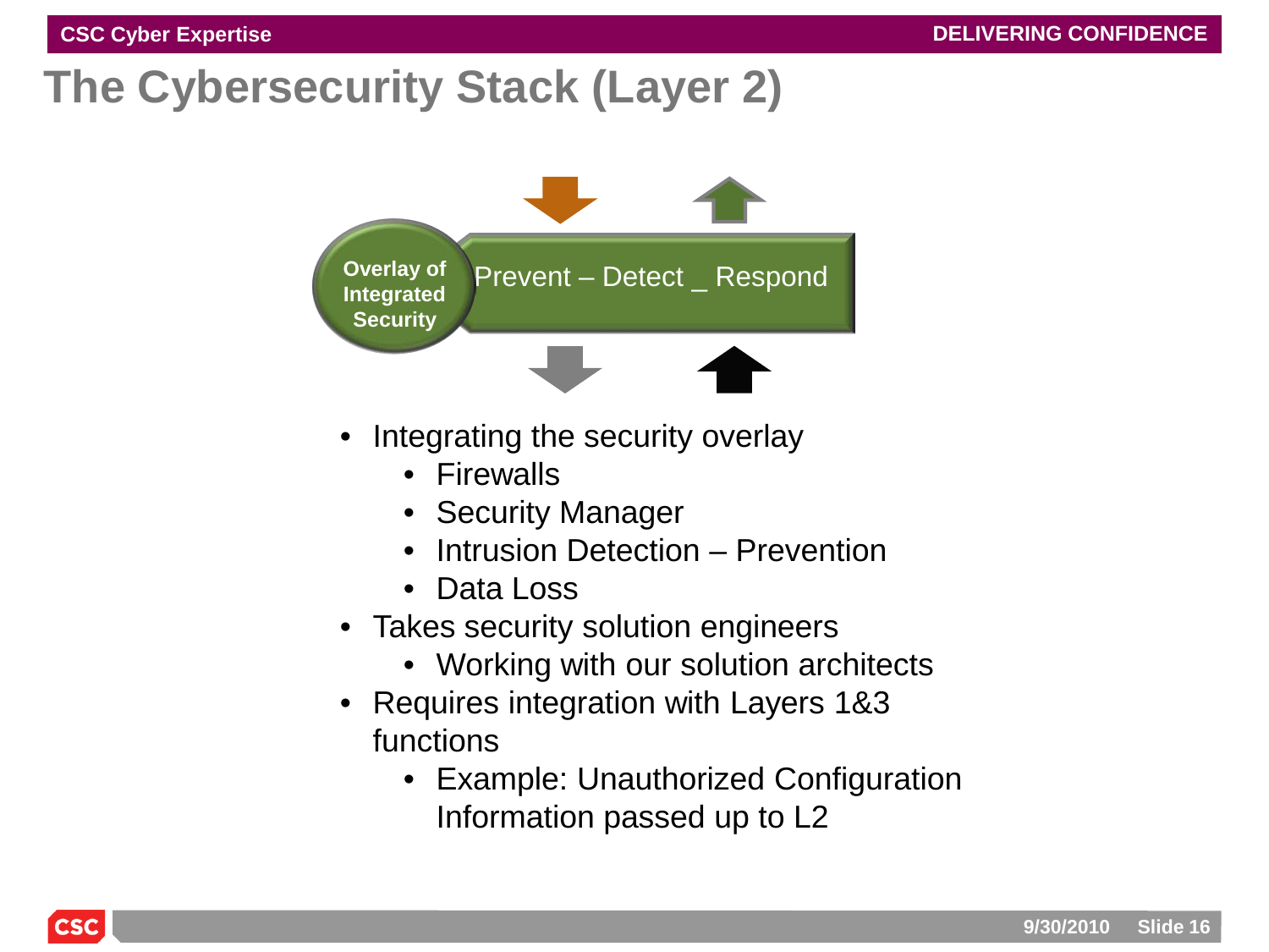# The Cybersecurity Stack (Layer 2)

Overlay of Integrated Security

Prevent – Detect _ Respond

- Integrating the security overlay
  - Firewalls
  - Security Manager
  - Intrusion Detection – Prevention
  - Data Loss
- Takes security solution engineers
  - Working with our solution architects
- Requires integration with Layers 1&3 functions
  - Example: Unauthorized Configuration Information passed up to L2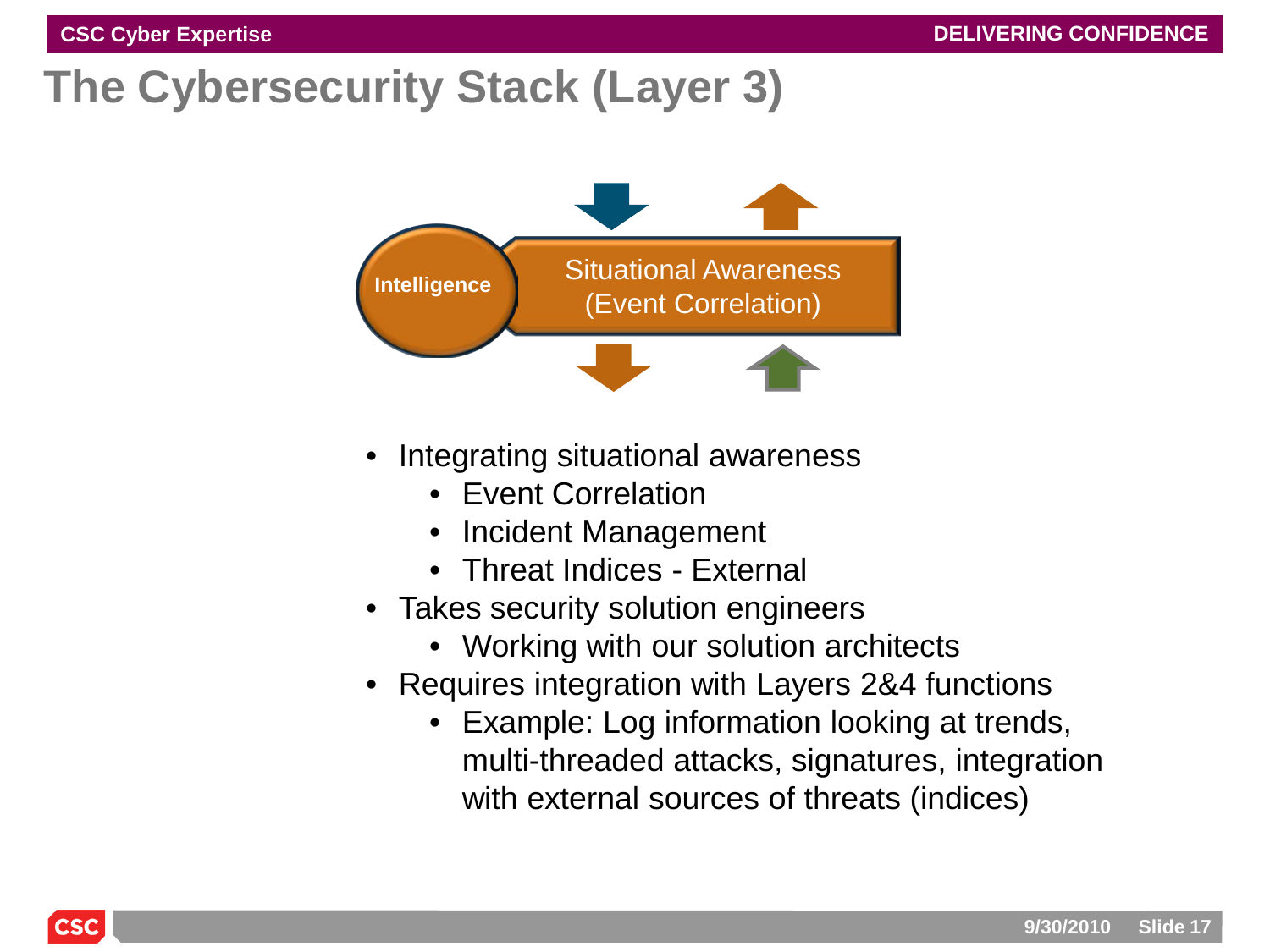# The Cybersecurity Stack (Layer 3)

Intelligence

Situational Awareness (Event Correlation)

- Integrating situational awareness
  - Event Correlation
  - Incident Management
  - Threat Indices - External
- Takes security solution engineers
  - Working with our solution architects
- Requires integration with Layers 2&4 functions
  - Example: Log information looking at trends, multi-threaded attacks, signatures, integration with external sources of threats (indices)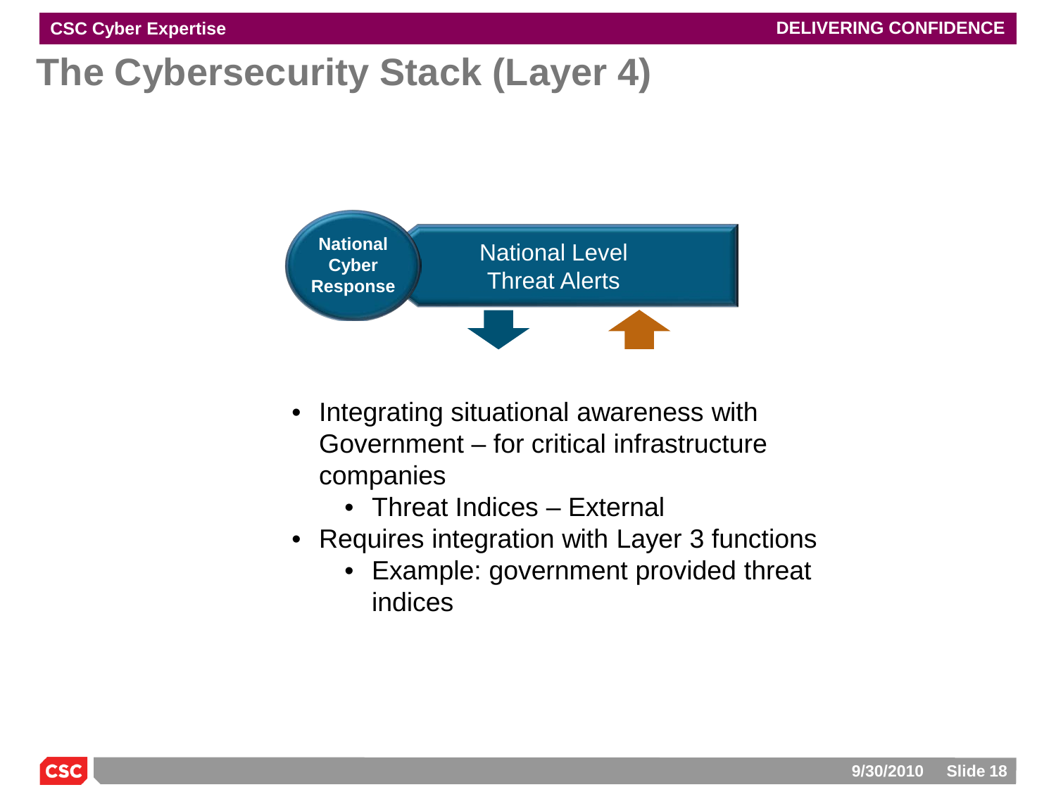# The Cybersecurity Stack (Layer 4)

National Cyber Response

National Level Threat Alerts

- Integrating situational awareness with Government – for critical infrastructure companies
  - Threat Indices – External
- Requires integration with Layer 3 functions
  - Example: government provided threat indices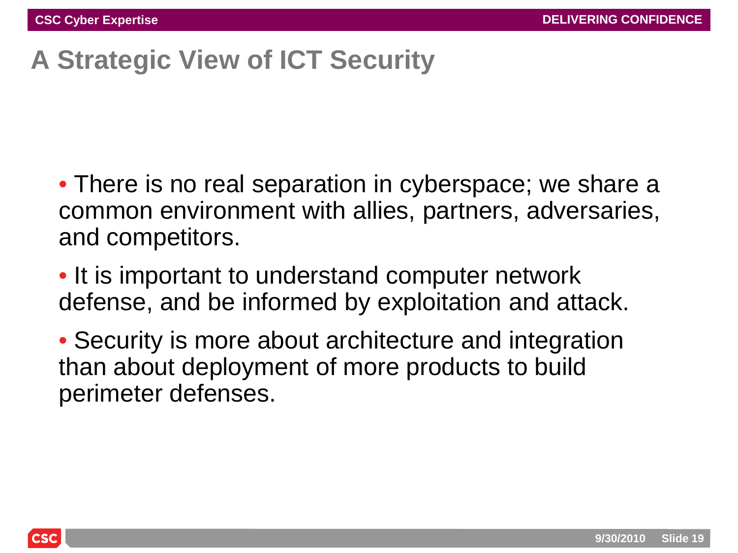# A Strategic View of ICT Security

- There is no real separation in cyberspace; we share a common environment with allies, partners, adversaries, and competitors.
- It is important to understand computer network defense, and be informed by exploitation and attack.
- Security is more about architecture and integration than about deployment of more products to build perimeter defenses.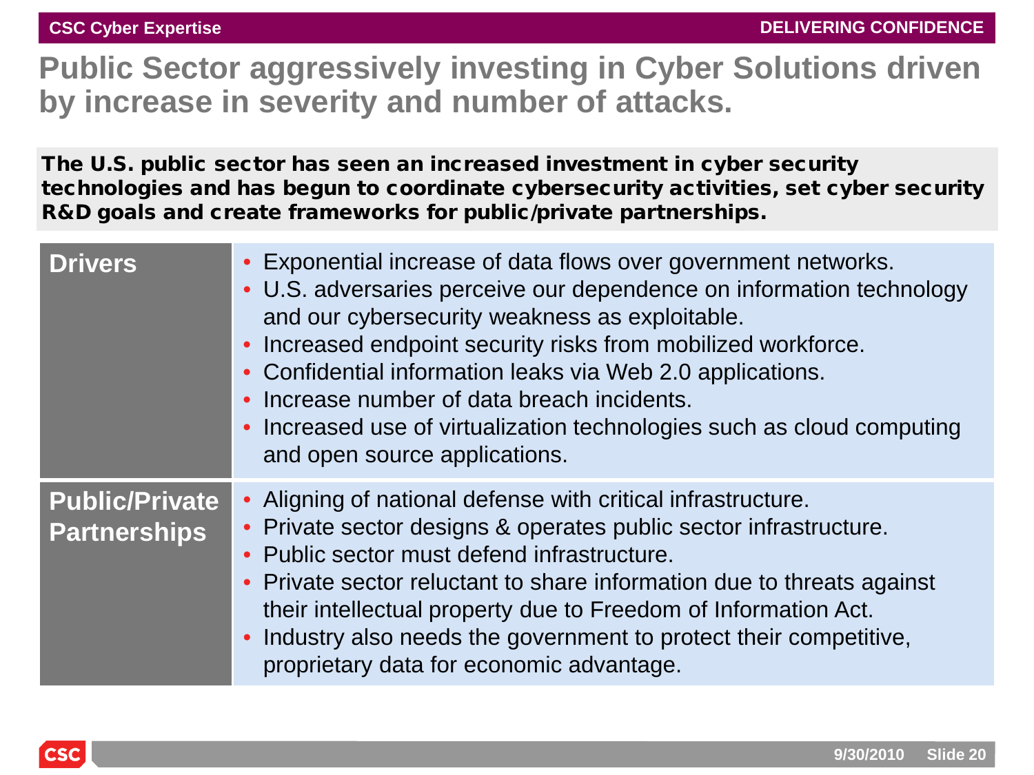# Public Sector aggressively investing in Cyber Solutions driven by increase in severity and number of attacks.

**The U.S. public sector has seen an increased investment in cyber security technologies and has begun to coordinate cybersecurity activities, set cyber security R&D goals and create frameworks for public/private partnerships.**

| | |
|---|---|
| **Drivers** | • Exponential increase of data flows over government networks.<br>• U.S. adversaries perceive our dependence on information technology and our cybersecurity weakness as exploitable.<br>• Increased endpoint security risks from mobilized workforce.<br>• Confidential information leaks via Web 2.0 applications.<br>• Increase number of data breach incidents.<br>• Increased use of virtualization technologies such as cloud computing and open source applications. |
| **Public/Private Partnerships** | • Aligning of national defense with critical infrastructure.<br>• Private sector designs & operates public sector infrastructure.<br>• Public sector must defend infrastructure.<br>• Private sector reluctant to share information due to threats against their intellectual property due to Freedom of Information Act.<br>• Industry also needs the government to protect their competitive, proprietary data for economic advantage. |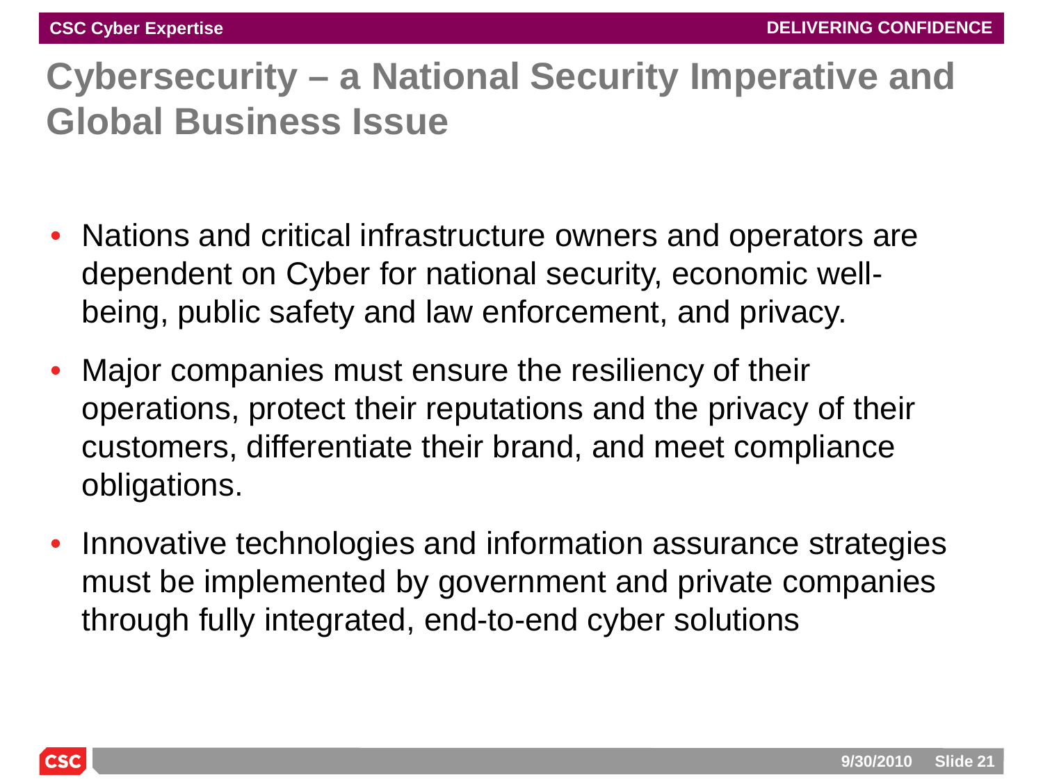# Cybersecurity – a National Security Imperative and Global Business Issue

- Nations and critical infrastructure owners and operators are dependent on Cyber for national security, economic well-being, public safety and law enforcement, and privacy.
- Major companies must ensure the resiliency of their operations, protect their reputations and the privacy of their customers, differentiate their brand, and meet compliance obligations.
- Innovative technologies and information assurance strategies must be implemented by government and private companies through fully integrated, end-to-end cyber solutions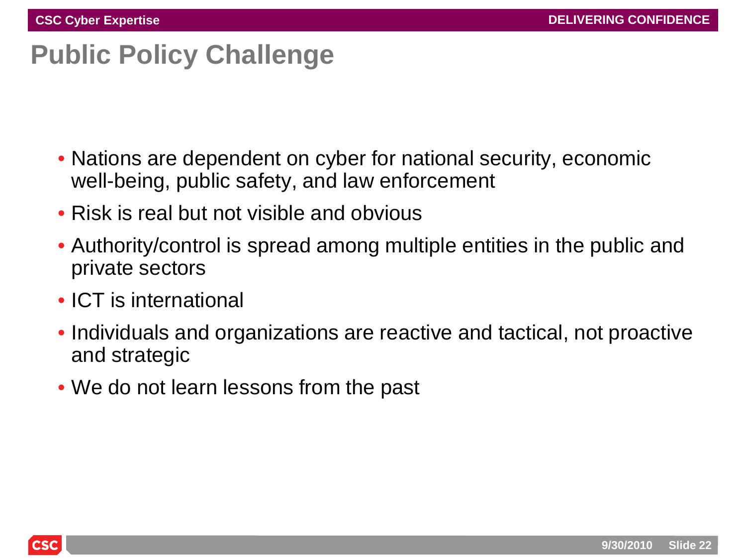# Public Policy Challenge

- Nations are dependent on cyber for national security, economic well-being, public safety, and law enforcement
- Risk is real but not visible and obvious
- Authority/control is spread among multiple entities in the public and private sectors
- ICT is international
- Individuals and organizations are reactive and tactical, not proactive and strategic
- We do not learn lessons from the past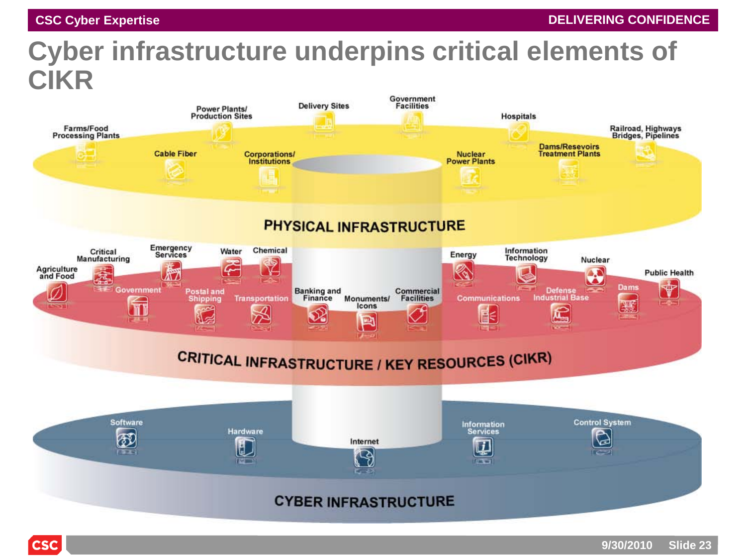# Cyber infrastructure underpins critical elements of CIKR

## PHYSICAL INFRASTRUCTURE

- Farms/Food Processing Plants
- Power Plants/ Production Sites
- Delivery Sites
- Government Facilities
- Hospitals
- Railroad, Highways Bridges, Pipelines
- Cable Fiber
- Corporations/ Institutions
- Nuclear Power Plants
- Dams/Resevoirs Treatment Plants

## CRITICAL INFRASTRUCTURE / KEY RESOURCES (CIKR)

- Agriculture and Food
- Critical Manufacturing
- Emergency Services
- Water
- Chemical
- Energy
- Information Technology
- Nuclear
- Public Health
- Government
- Postal and Shipping
- Transportation
- Banking and Finance
- Monuments/ Icons
- Commercial Facilities
- Communications
- Defense Industrial Base
- Dams

## CYBER INFRASTRUCTURE

- Software
- Hardware
- Internet
- Information Services
- Control System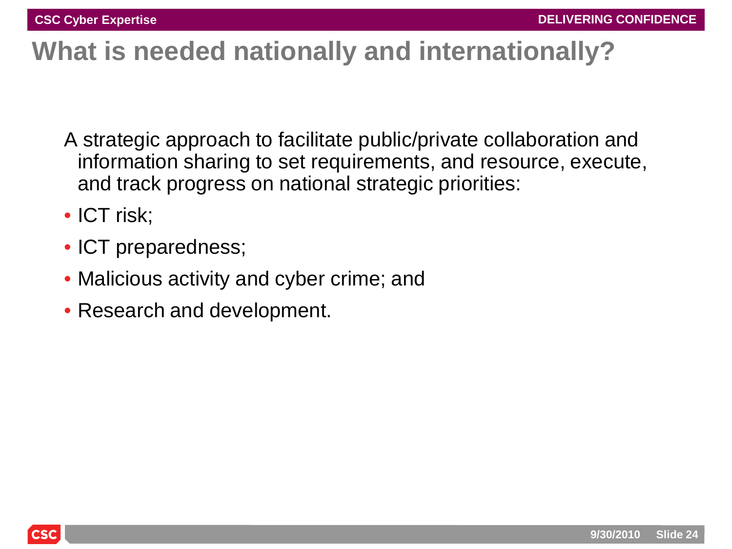# What is needed nationally and internationally?

A strategic approach to facilitate public/private collaboration and information sharing to set requirements, and resource, execute, and track progress on national strategic priorities:

- ICT risk;
- ICT preparedness;
- Malicious activity and cyber crime; and
- Research and development.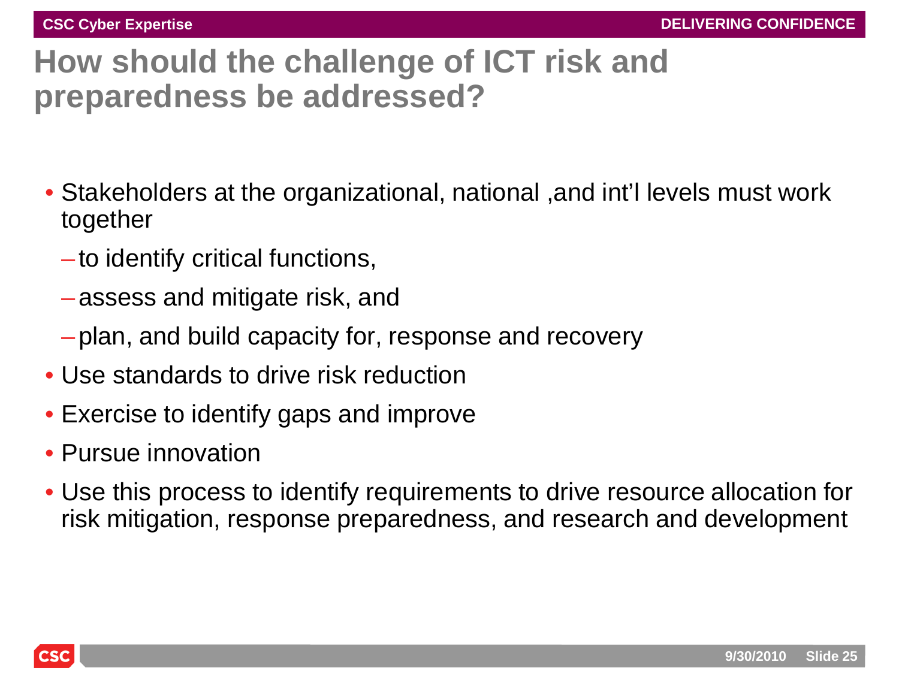# How should the challenge of ICT risk and preparedness be addressed?

- Stakeholders at the organizational, national ,and int'l levels must work together
  - to identify critical functions,
  - assess and mitigate risk, and
  - plan, and build capacity for, response and recovery
- Use standards to drive risk reduction
- Exercise to identify gaps and improve
- Pursue innovation
- Use this process to identify requirements to drive resource allocation for risk mitigation, response preparedness, and research and development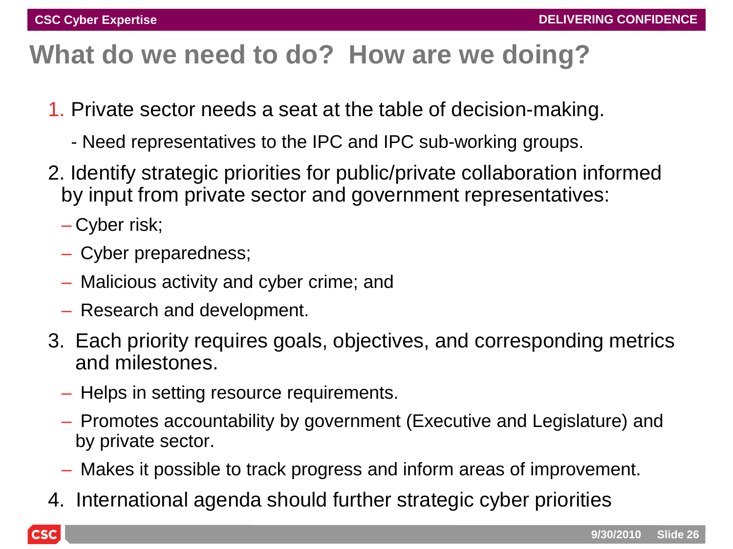# What do we need to do? How are we doing?

1. Private sector needs a seat at the table of decision-making.
   - Need representatives to the IPC and IPC sub-working groups.
2. Identify strategic priorities for public/private collaboration informed by input from private sector and government representatives:
   - Cyber risk;
   - Cyber preparedness;
   - Malicious activity and cyber crime; and
   - Research and development.
3. Each priority requires goals, objectives, and corresponding metrics and milestones.
   - Helps in setting resource requirements.
   - Promotes accountability by government (Executive and Legislature) and by private sector.
   - Makes it possible to track progress and inform areas of improvement.
4. International agenda should further strategic cyber priorities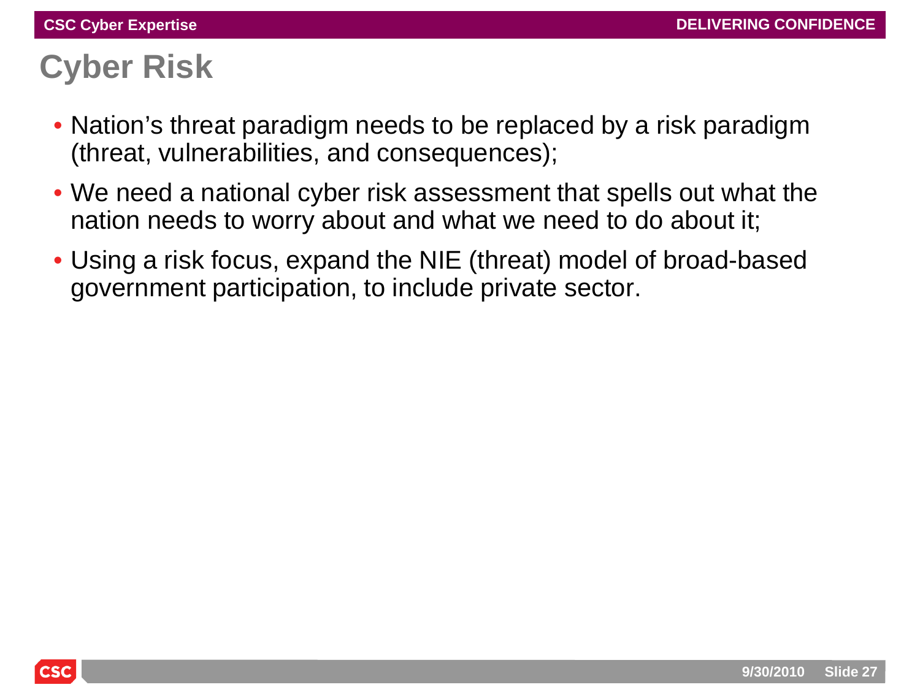# Cyber Risk

- Nation's threat paradigm needs to be replaced by a risk paradigm (threat, vulnerabilities, and consequences);
- We need a national cyber risk assessment that spells out what the nation needs to worry about and what we need to do about it;
- Using a risk focus, expand the NIE (threat) model of broad-based government participation, to include private sector.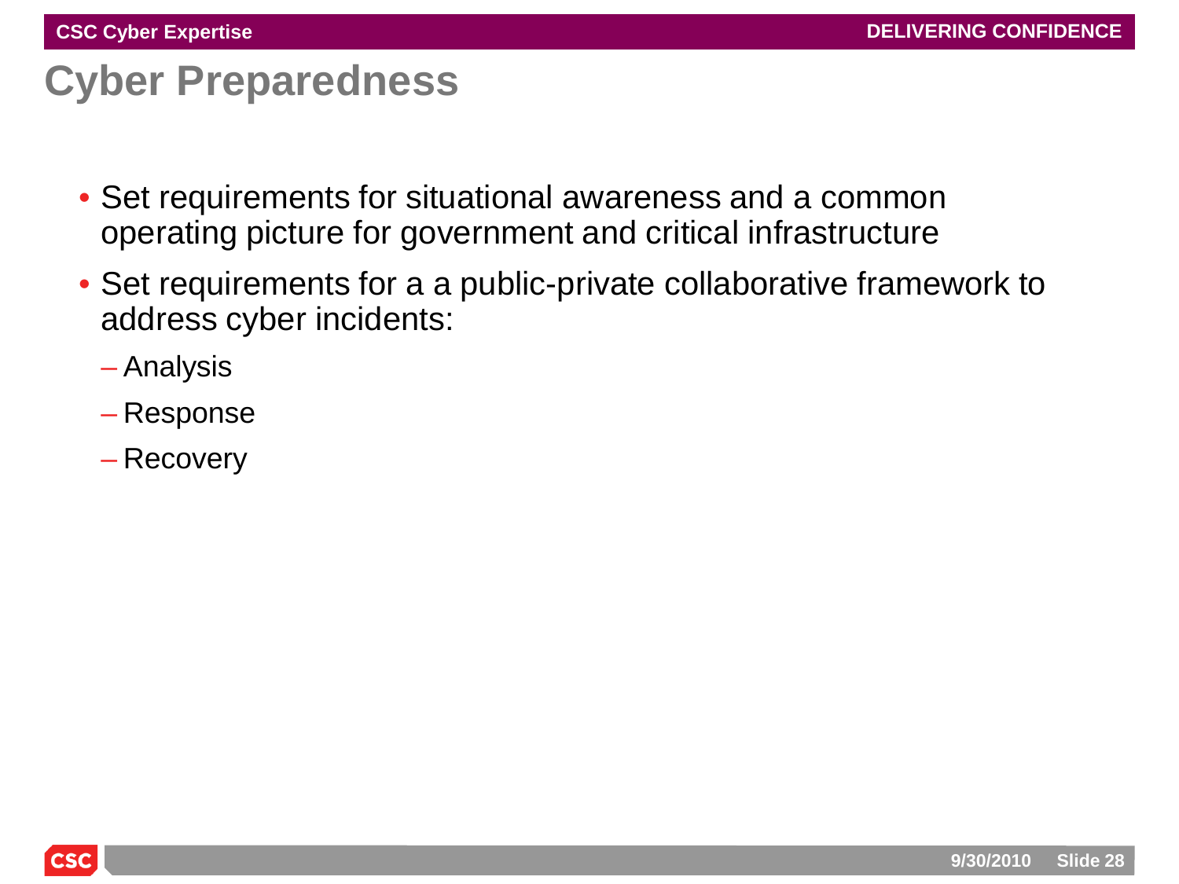# Cyber Preparedness

- Set requirements for situational awareness and a common operating picture for government and critical infrastructure
- Set requirements for a a public-private collaborative framework to address cyber incidents:
  - Analysis
  - Response
  - Recovery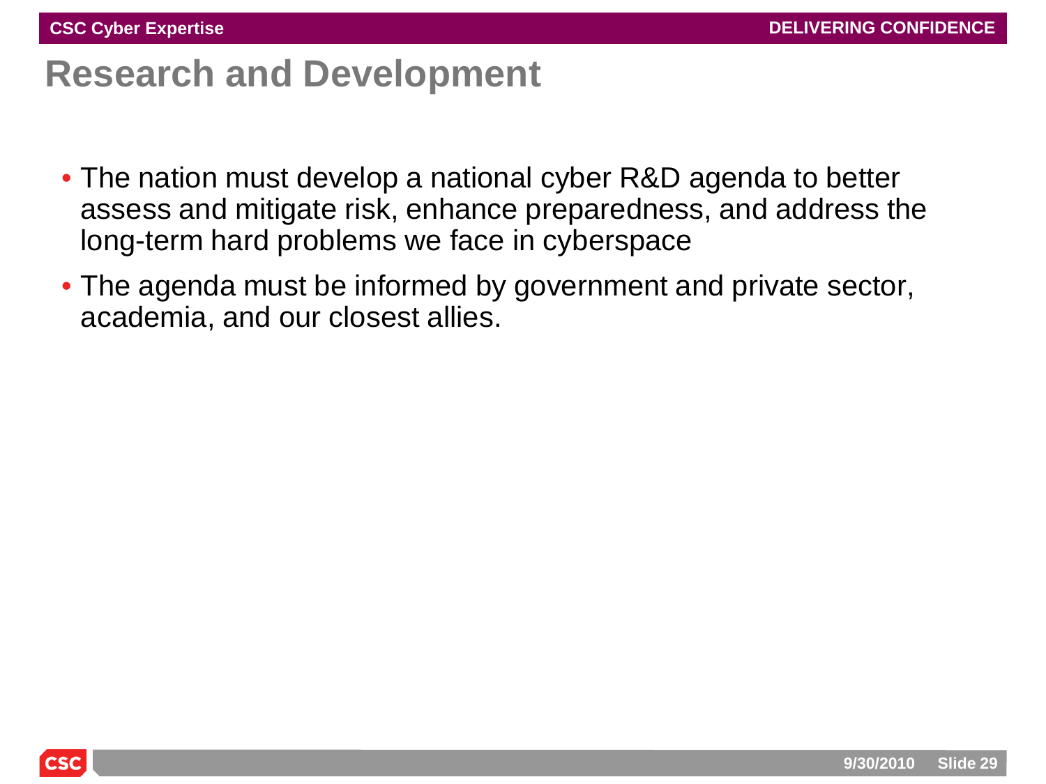# Research and Development

- The nation must develop a national cyber R&D agenda to better assess and mitigate risk, enhance preparedness, and address the long-term hard problems we face in cyberspace
- The agenda must be informed by government and private sector, academia, and our closest allies.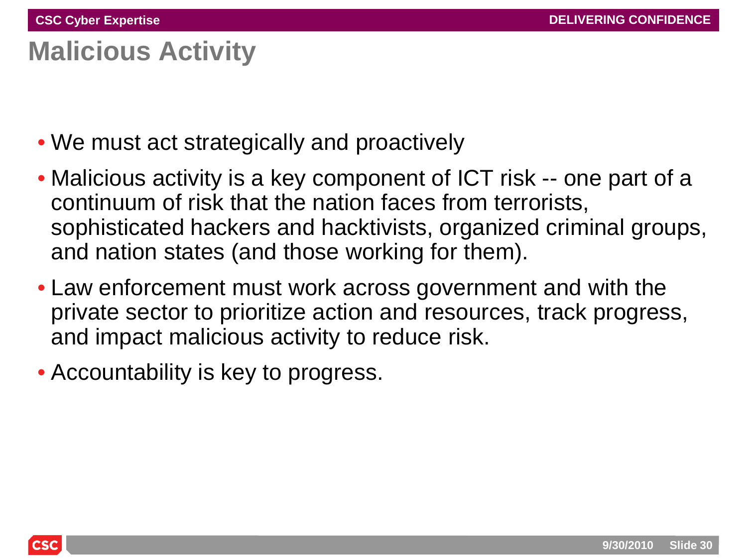# Malicious Activity

- We must act strategically and proactively
- Malicious activity is a key component of ICT risk -- one part of a continuum of risk that the nation faces from terrorists, sophisticated hackers and hacktivists, organized criminal groups, and nation states (and those working for them).
- Law enforcement must work across government and with the private sector to prioritize action and resources, track progress, and impact malicious activity to reduce risk.
- Accountability is key to progress.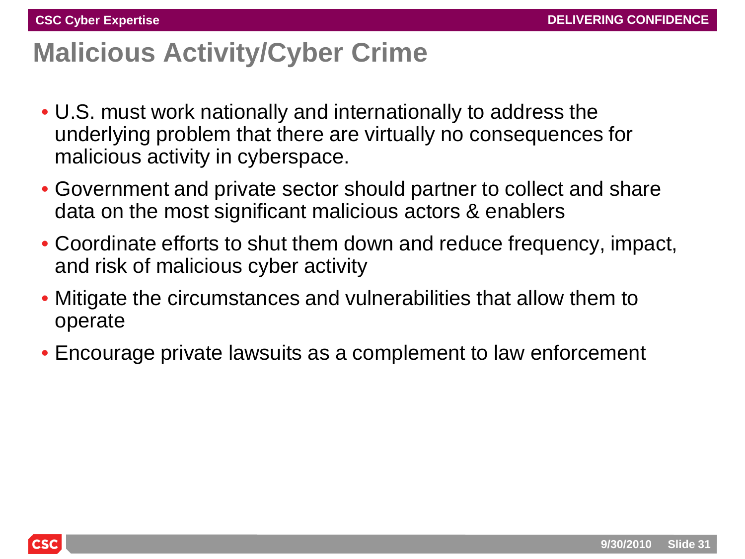# Malicious Activity/Cyber Crime

- U.S. must work nationally and internationally to address the underlying problem that there are virtually no consequences for malicious activity in cyberspace.
- Government and private sector should partner to collect and share data on the most significant malicious actors & enablers
- Coordinate efforts to shut them down and reduce frequency, impact, and risk of malicious cyber activity
- Mitigate the circumstances and vulnerabilities that allow them to operate
- Encourage private lawsuits as a complement to law enforcement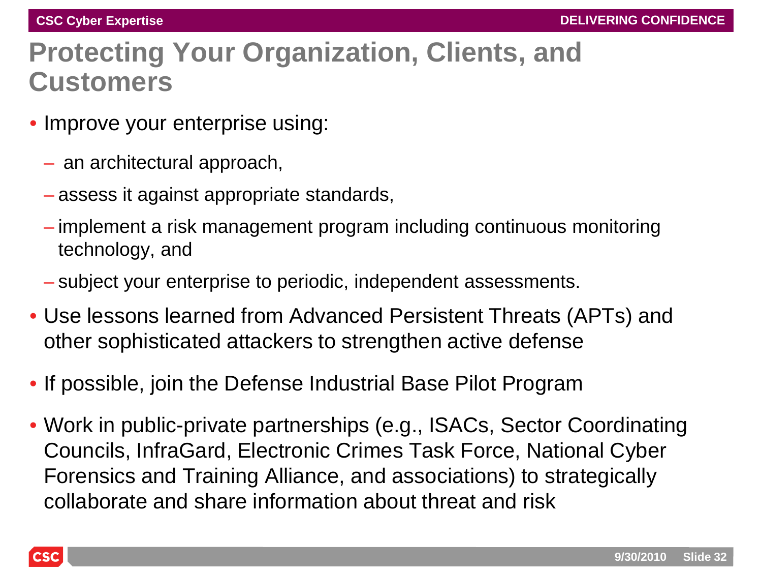# Protecting Your Organization, Clients, and Customers

- Improve your enterprise using:
  - an architectural approach,
  - assess it against appropriate standards,
  - implement a risk management program including continuous monitoring technology, and
  - subject your enterprise to periodic, independent assessments.
- Use lessons learned from Advanced Persistent Threats (APTs) and other sophisticated attackers to strengthen active defense
- If possible, join the Defense Industrial Base Pilot Program
- Work in public-private partnerships (e.g., ISACs, Sector Coordinating Councils, InfraGard, Electronic Crimes Task Force, National Cyber Forensics and Training Alliance, and associations) to strategically collaborate and share information about threat and risk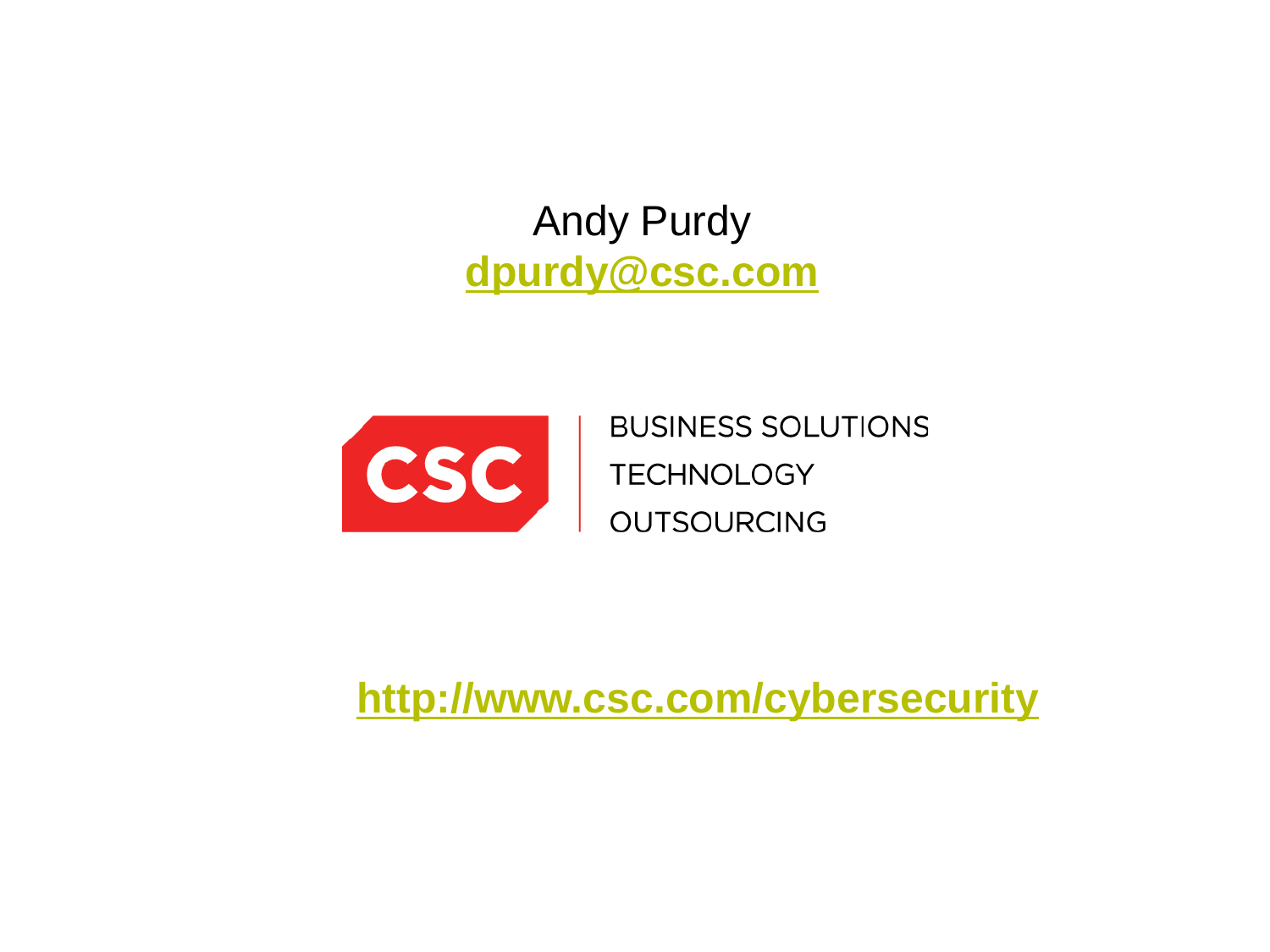Andy Purdy
dpurdy@csc.com

CSC

BUSINESS SOLUTIONS
TECHNOLOGY
OUTSOURCING

http://www.csc.com/cybersecurity